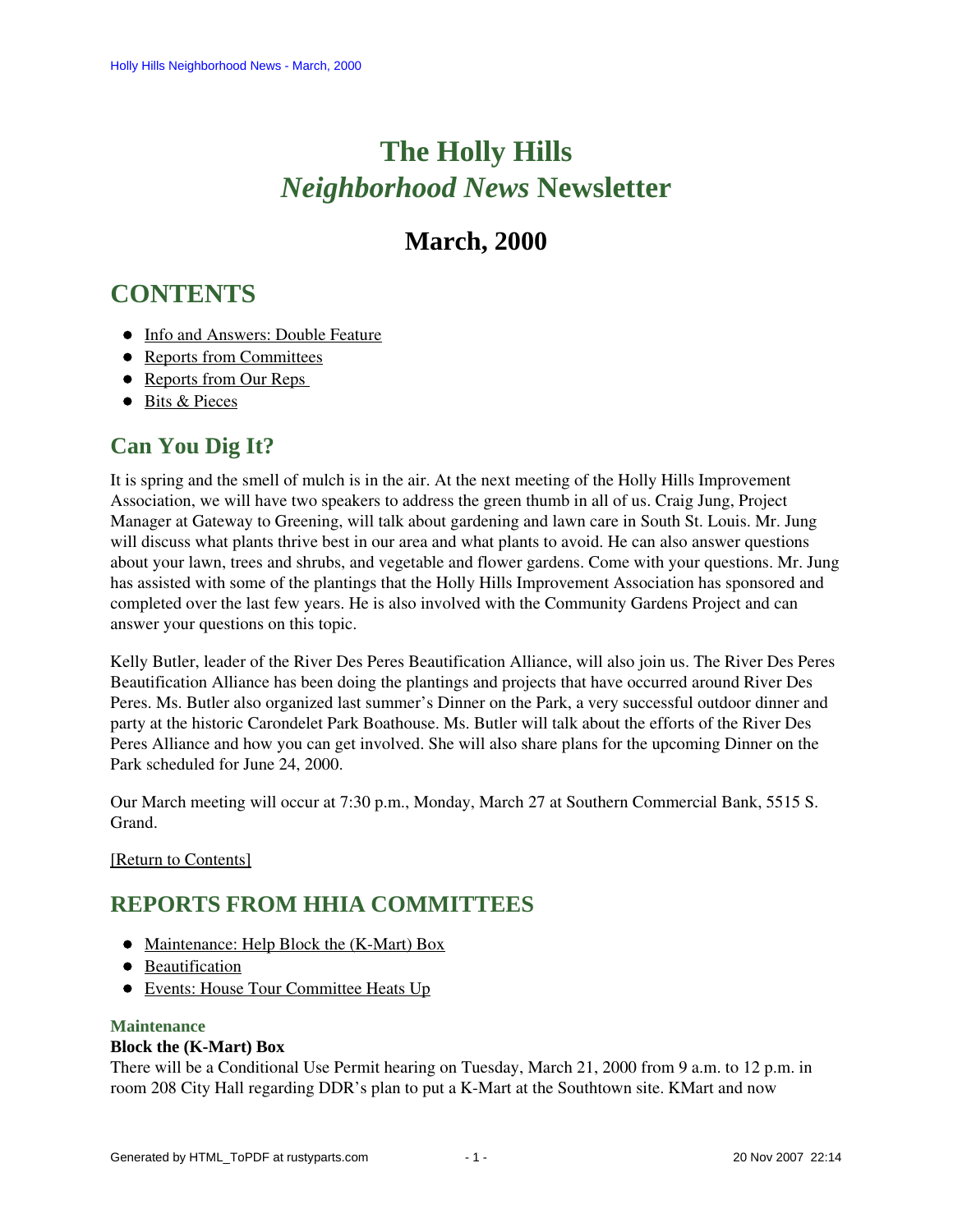# The Holly Hills *Neighborhood News* Newsletter

## March, 2000

## CONTENTS

- Info and Answers: Double Feature
- Reports from Committees
- Reports from Our Reps
- Bits & Pieces

## Can You Dig It?

It is spring and the smell of mulch is in the air. At the next meeting of the Holly Hills Improvement Association, we will have two speakers to address the green thumb in all of us. Craig Jung, Project Manager at Gateway to Greening, will talk about gardening and lawn care in South St. Louis. Mr. Jung will discuss what plants thrive best in our area and what plants to avoid. He can also answer questions about your lawn, trees and shrubs, and vegetable and flower gardens. Come with your questions. Mr. Jung has assisted with some of the plantings that the Holly Hills Improvement Association has sponsored and completed over the last few years. He is also involved with the Community Gardens Project and can answer your questions on this topic.

Kelly Butler, leader of the River Des Peres Beautification Alliance, will also join us. The River Des Peres Beautification Alliance has been doing the plantings and projects that have occurred around River Des Peres. Ms. Butler also organized last summer's Dinner on the Park, a very successful outdoor dinner and party at the historic Carondelet Park Boathouse. Ms. Butler will talk about the efforts of the River Des Peres Alliance and how you can get involved. She will also share plans for the upcoming Dinner on the Park scheduled for June 24, 2000.

Our March meeting will occur at 7:30 p.m., Monday, March 27 at Southern Commercial Bank, 5515 S. Grand.

[Return to Contents]

## REPORTS FROM HHIA COMMITTEES

- Maintenance: Help Block the (K-Mart) Box
- Beautification
- Events: House Tour Committee Heats Up

### Maintenance

**Block the (K-Mart) Box**

There will be a Conditional Use Permit hearing on Tuesday, March 21, 2000 from 9 a.m. to 12 p.m. in room 208 City Hall regarding DDR's plan to put a K-Mart at the Southtown site. KMart and now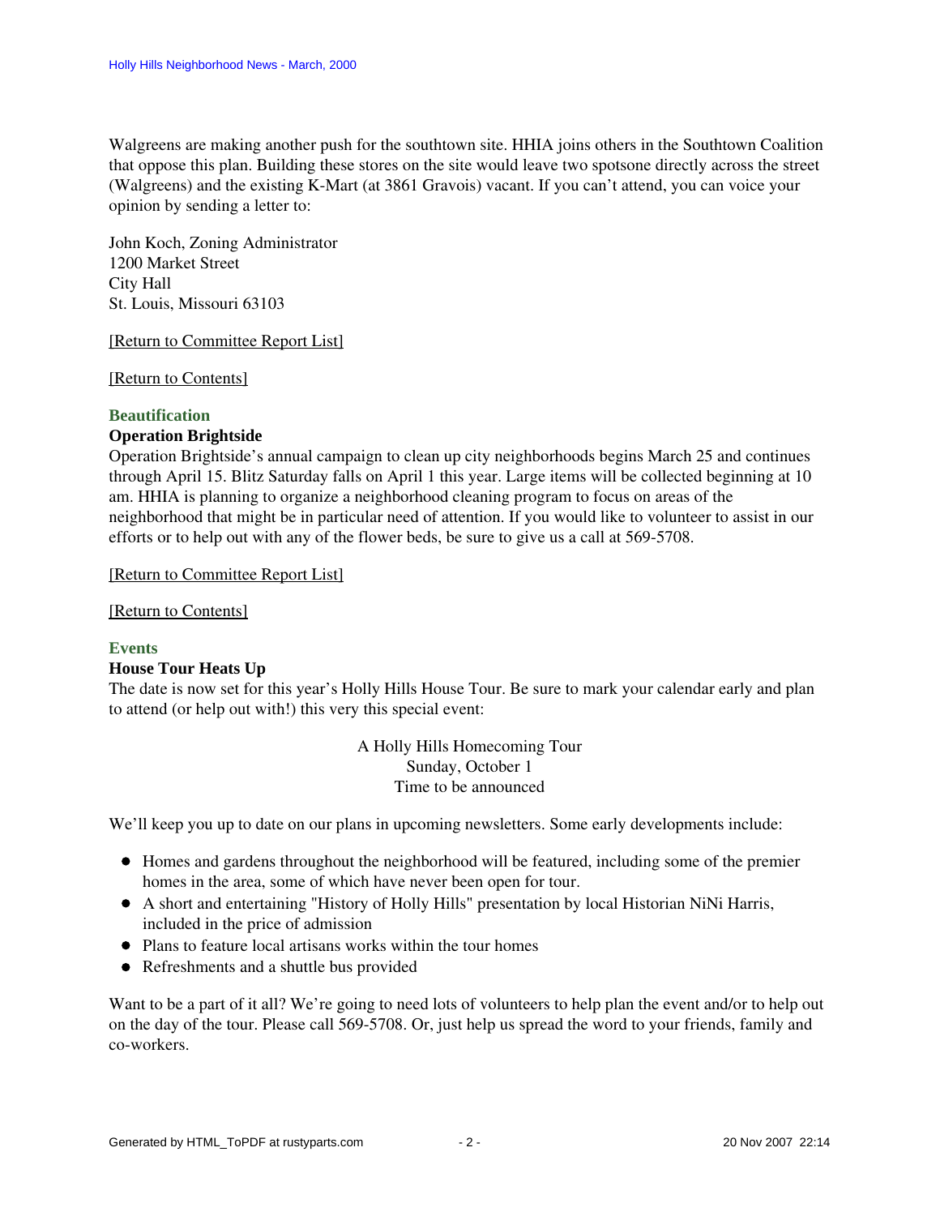Walgreens are making another push for the southtown site. HHIA joins others in the Southtown Coalition that oppose this plan. Building these stores on the site would leave two spotsone directly across the street (Walgreens) and the existing K-Mart (at 3861 Gravois) vacant. If you can't attend, you can voice your opinion by sending a letter to:

John Koch, Zoning Administrator
1200 Market Street
City Hall
St. Louis, Missouri 63103

[Return to Committee Report List]

[Return to Contents]

## Beautification

### Operation Brightside

Operation Brightside's annual campaign to clean up city neighborhoods begins March 25 and continues through April 15. Blitz Saturday falls on April 1 this year. Large items will be collected beginning at 10 am. HHIA is planning to organize a neighborhood cleaning program to focus on areas of the neighborhood that might be in particular need of attention. If you would like to volunteer to assist in our efforts or to help out with any of the flower beds, be sure to give us a call at 569-5708.

[Return to Committee Report List]

[Return to Contents]

## Events

### House Tour Heats Up

The date is now set for this year's Holly Hills House Tour. Be sure to mark your calendar early and plan to attend (or help out with!) this very this special event:

A Holly Hills Homecoming Tour
Sunday, October 1
Time to be announced

We'll keep you up to date on our plans in upcoming newsletters. Some early developments include:

- Homes and gardens throughout the neighborhood will be featured, including some of the premier homes in the area, some of which have never been open for tour.
- A short and entertaining "History of Holly Hills" presentation by local Historian NiNi Harris, included in the price of admission
- Plans to feature local artisans works within the tour homes
- Refreshments and a shuttle bus provided

Want to be a part of it all? We're going to need lots of volunteers to help plan the event and/or to help out on the day of the tour. Please call 569-5708. Or, just help us spread the word to your friends, family and co-workers.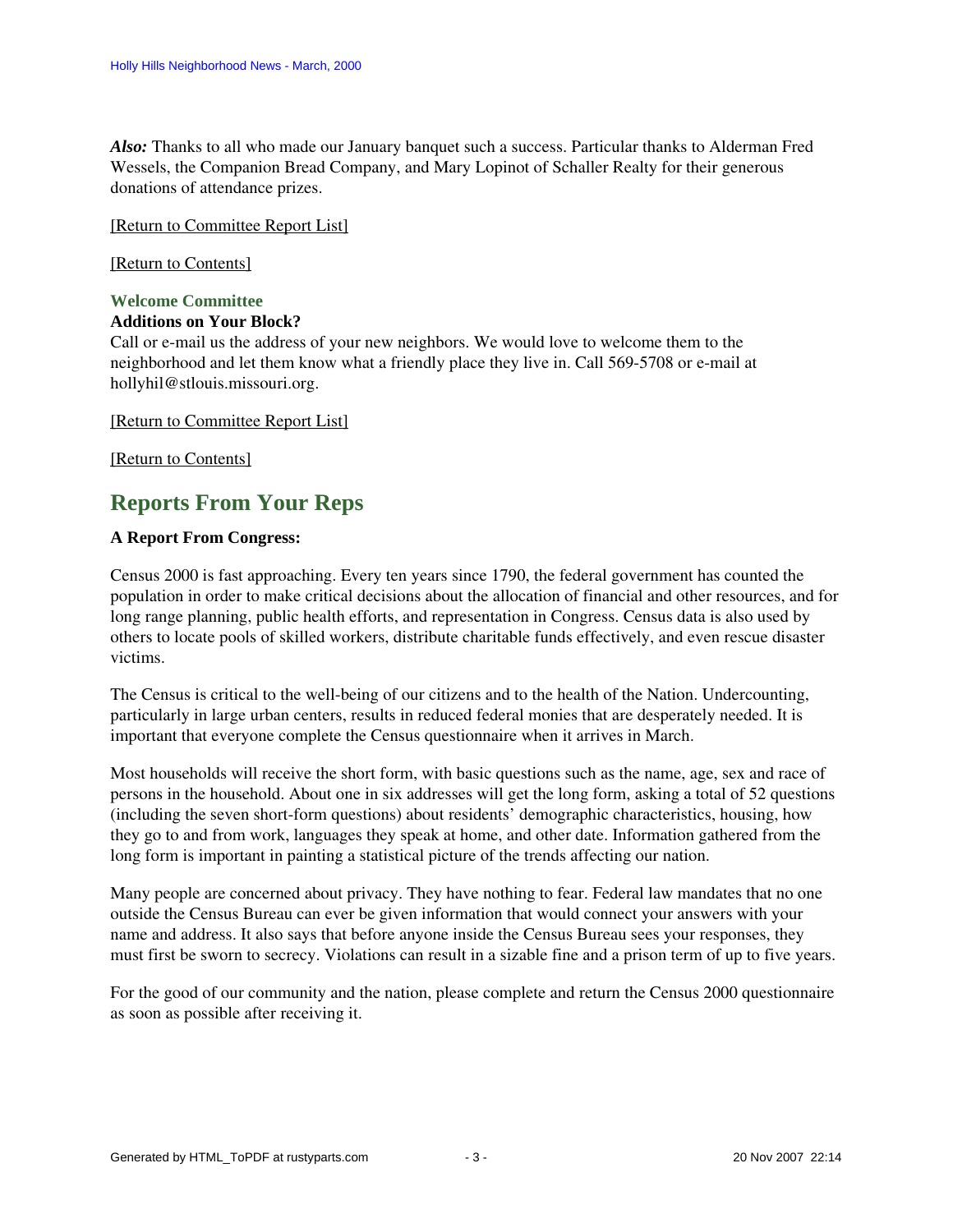***Also:*** Thanks to all who made our January banquet such a success. Particular thanks to Alderman Fred Wessels, the Companion Bread Company, and Mary Lopinot of Schaller Realty for their generous donations of attendance prizes.

[Return to Committee Report List]

[Return to Contents]

### Welcome Committee

**Additions on Your Block?**

Call or e-mail us the address of your new neighbors. We would love to welcome them to the neighborhood and let them know what a friendly place they live in. Call 569-5708 or e-mail at hollyhil@stlouis.missouri.org.

[Return to Committee Report List]

[Return to Contents]

## Reports From Your Reps

**A Report From Congress:**

Census 2000 is fast approaching. Every ten years since 1790, the federal government has counted the population in order to make critical decisions about the allocation of financial and other resources, and for long range planning, public health efforts, and representation in Congress. Census data is also used by others to locate pools of skilled workers, distribute charitable funds effectively, and even rescue disaster victims.

The Census is critical to the well-being of our citizens and to the health of the Nation. Undercounting, particularly in large urban centers, results in reduced federal monies that are desperately needed. It is important that everyone complete the Census questionnaire when it arrives in March.

Most households will receive the short form, with basic questions such as the name, age, sex and race of persons in the household. About one in six addresses will get the long form, asking a total of 52 questions (including the seven short-form questions) about residents' demographic characteristics, housing, how they go to and from work, languages they speak at home, and other date. Information gathered from the long form is important in painting a statistical picture of the trends affecting our nation.

Many people are concerned about privacy. They have nothing to fear. Federal law mandates that no one outside the Census Bureau can ever be given information that would connect your answers with your name and address. It also says that before anyone inside the Census Bureau sees your responses, they must first be sworn to secrecy. Violations can result in a sizable fine and a prison term of up to five years.

For the good of our community and the nation, please complete and return the Census 2000 questionnaire as soon as possible after receiving it.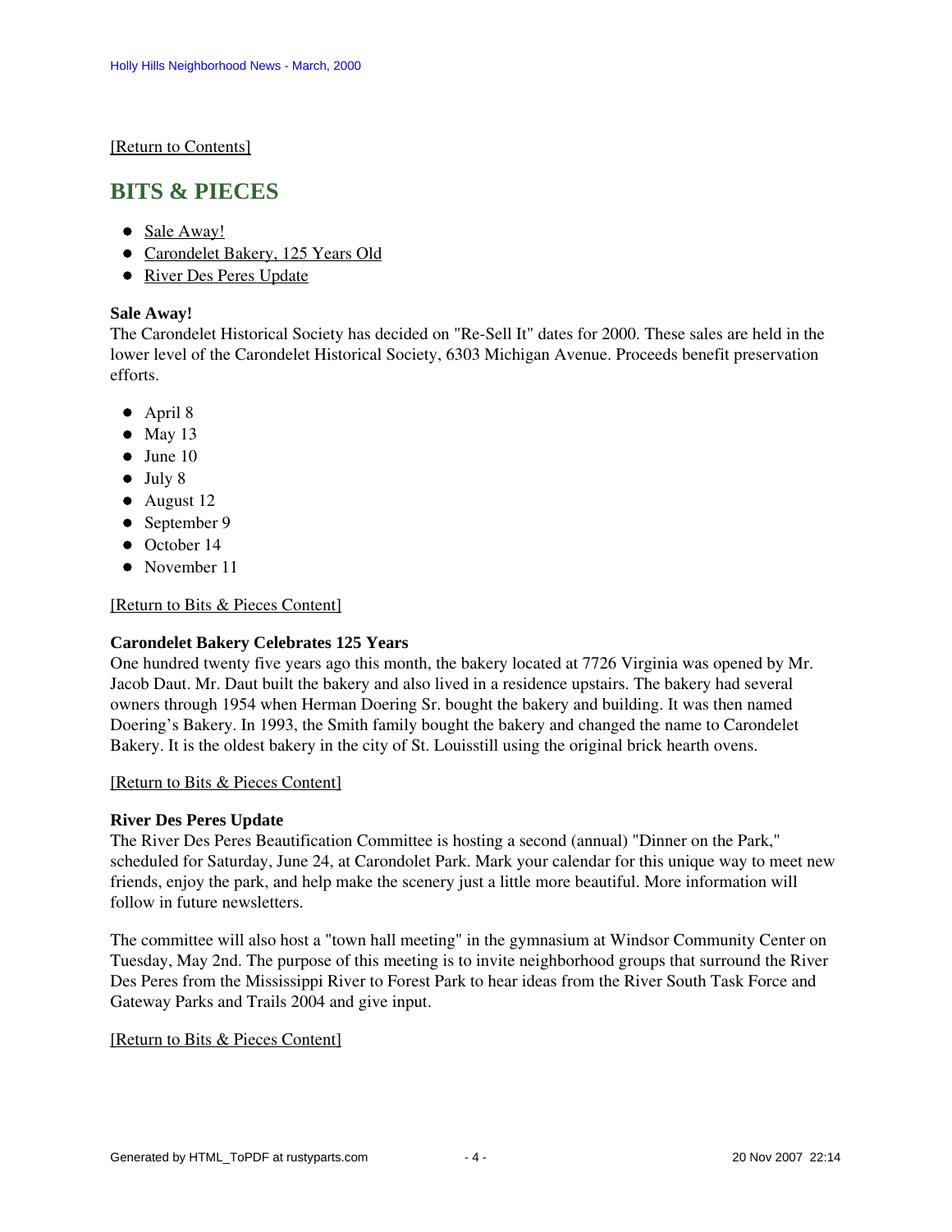[Return to Contents]

## BITS & PIECES

- Sale Away!
- Carondelet Bakery, 125 Years Old
- River Des Peres Update

**Sale Away!**
The Carondelet Historical Society has decided on "Re-Sell It" dates for 2000. These sales are held in the lower level of the Carondelet Historical Society, 6303 Michigan Avenue. Proceeds benefit preservation efforts.

- April 8
- May 13
- June 10
- July 8
- August 12
- September 9
- October 14
- November 11

[Return to Bits & Pieces Content]

**Carondelet Bakery Celebrates 125 Years**
One hundred twenty five years ago this month, the bakery located at 7726 Virginia was opened by Mr. Jacob Daut. Mr. Daut built the bakery and also lived in a residence upstairs. The bakery had several owners through 1954 when Herman Doering Sr. bought the bakery and building. It was then named Doering's Bakery. In 1993, the Smith family bought the bakery and changed the name to Carondelet Bakery. It is the oldest bakery in the city of St. Louisstill using the original brick hearth ovens.

[Return to Bits & Pieces Content]

**River Des Peres Update**
The River Des Peres Beautification Committee is hosting a second (annual) "Dinner on the Park," scheduled for Saturday, June 24, at Carondolet Park. Mark your calendar for this unique way to meet new friends, enjoy the park, and help make the scenery just a little more beautiful. More information will follow in future newsletters.

The committee will also host a "town hall meeting" in the gymnasium at Windsor Community Center on Tuesday, May 2nd. The purpose of this meeting is to invite neighborhood groups that surround the River Des Peres from the Mississippi River to Forest Park to hear ideas from the River South Task Force and Gateway Parks and Trails 2004 and give input.

[Return to Bits & Pieces Content]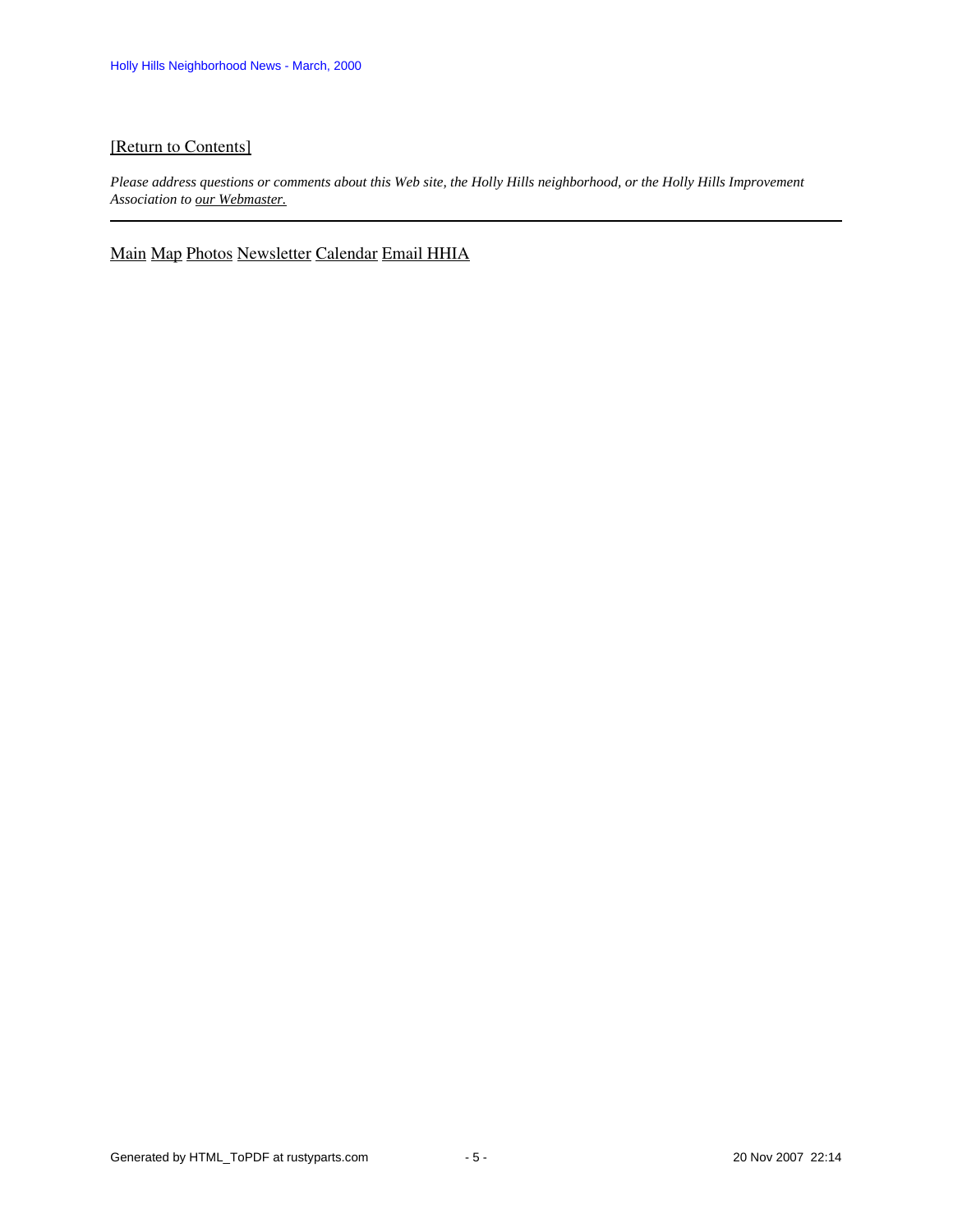[Return to Contents]

*Please address questions or comments about this Web site, the Holly Hills neighborhood, or the Holly Hills Improvement Association to our Webmaster.*

---

Main Map Photos Newsletter Calendar Email HHIA